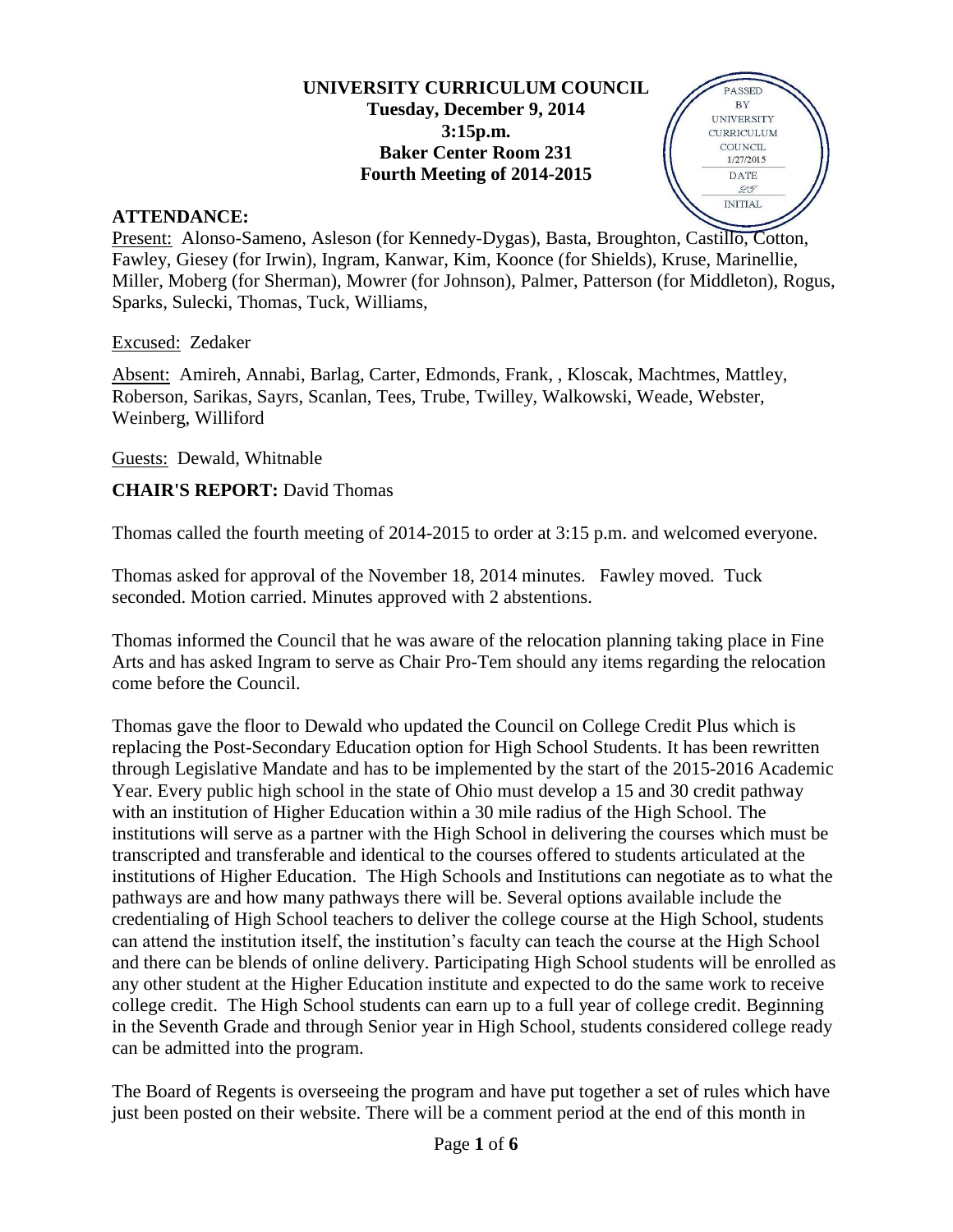**UNIVERSITY CURRICULUM COUNCIL**
**Tuesday, December 9, 2014**
**3:15p.m.**
**Baker Center Room 231**
**Fourth Meeting of 2014-2015**

PASSED BY UNIVERSITY CURRICULUM COUNCIL 1/27/2015 DATE INITIAL

## ATTENDANCE:

Present: Alonso-Sameno, Asleson (for Kennedy-Dygas), Basta, Broughton, Castillo, Cotton, Fawley, Giesey (for Irwin), Ingram, Kanwar, Kim, Koonce (for Shields), Kruse, Marinellie, Miller, Moberg (for Sherman), Mowrer (for Johnson), Palmer, Patterson (for Middleton), Rogus, Sparks, Sulecki, Thomas, Tuck, Williams,

Excused: Zedaker

Absent: Amireh, Annabi, Barlag, Carter, Edmonds, Frank, , Kloscak, Machtmes, Mattley, Roberson, Sarikas, Sayrs, Scanlan, Tees, Trube, Twilley, Walkowski, Weade, Webster, Weinberg, Williford

Guests: Dewald, Whitnable

## CHAIR'S REPORT: David Thomas

Thomas called the fourth meeting of 2014-2015 to order at 3:15 p.m. and welcomed everyone.

Thomas asked for approval of the November 18, 2014 minutes. Fawley moved. Tuck seconded. Motion carried. Minutes approved with 2 abstentions.

Thomas informed the Council that he was aware of the relocation planning taking place in Fine Arts and has asked Ingram to serve as Chair Pro-Tem should any items regarding the relocation come before the Council.

Thomas gave the floor to Dewald who updated the Council on College Credit Plus which is replacing the Post-Secondary Education option for High School Students. It has been rewritten through Legislative Mandate and has to be implemented by the start of the 2015-2016 Academic Year. Every public high school in the state of Ohio must develop a 15 and 30 credit pathway with an institution of Higher Education within a 30 mile radius of the High School. The institutions will serve as a partner with the High School in delivering the courses which must be transcripted and transferable and identical to the courses offered to students articulated at the institutions of Higher Education. The High Schools and Institutions can negotiate as to what the pathways are and how many pathways there will be. Several options available include the credentialing of High School teachers to deliver the college course at the High School, students can attend the institution itself, the institution's faculty can teach the course at the High School and there can be blends of online delivery. Participating High School students will be enrolled as any other student at the Higher Education institute and expected to do the same work to receive college credit. The High School students can earn up to a full year of college credit. Beginning in the Seventh Grade and through Senior year in High School, students considered college ready can be admitted into the program.

The Board of Regents is overseeing the program and have put together a set of rules which have just been posted on their website. There will be a comment period at the end of this month in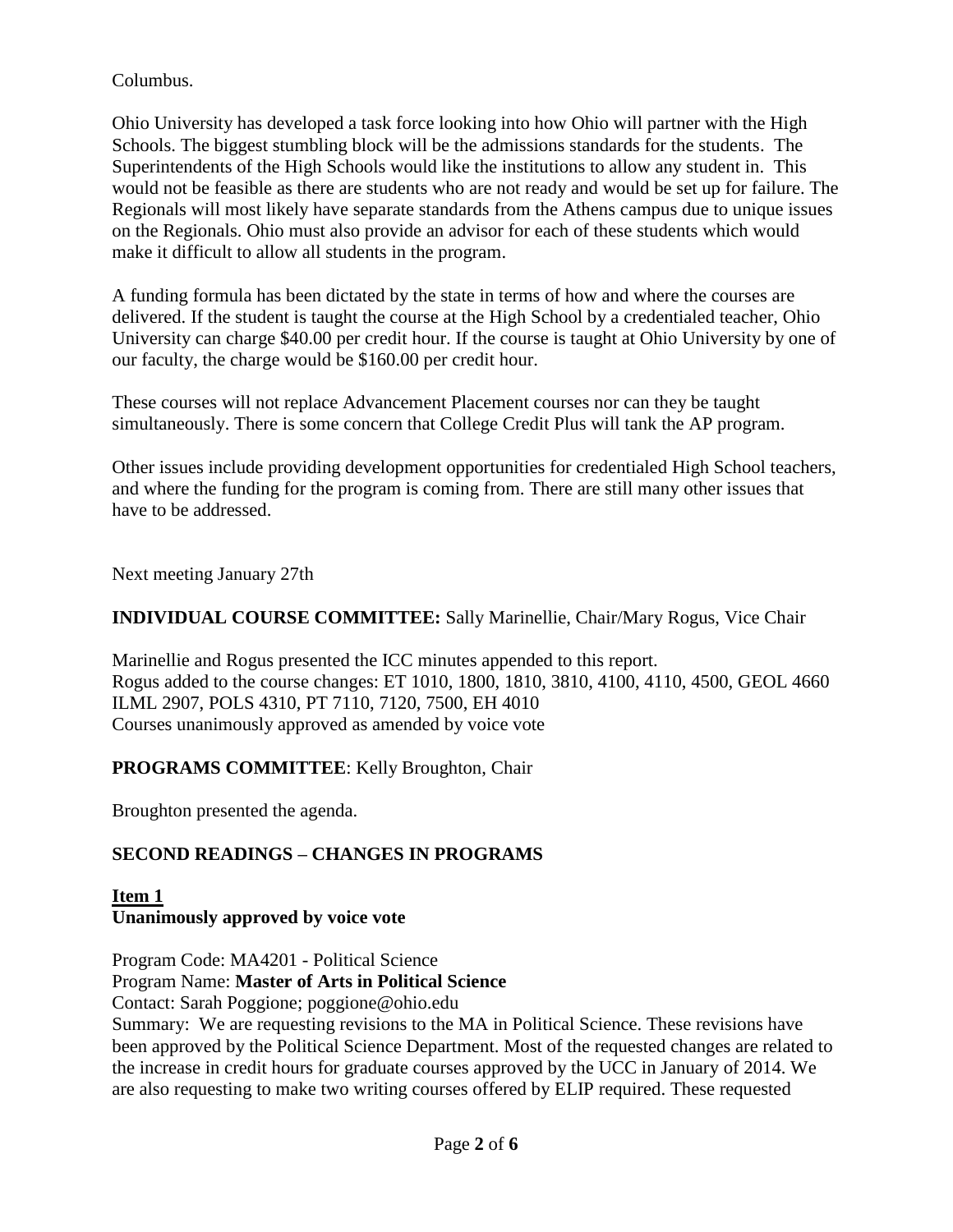Columbus.

Ohio University has developed a task force looking into how Ohio will partner with the High Schools. The biggest stumbling block will be the admissions standards for the students. The Superintendents of the High Schools would like the institutions to allow any student in. This would not be feasible as there are students who are not ready and would be set up for failure. The Regionals will most likely have separate standards from the Athens campus due to unique issues on the Regionals. Ohio must also provide an advisor for each of these students which would make it difficult to allow all students in the program.

A funding formula has been dictated by the state in terms of how and where the courses are delivered. If the student is taught the course at the High School by a credentialed teacher, Ohio University can charge $40.00 per credit hour. If the course is taught at Ohio University by one of our faculty, the charge would be $160.00 per credit hour.

These courses will not replace Advancement Placement courses nor can they be taught simultaneously. There is some concern that College Credit Plus will tank the AP program.

Other issues include providing development opportunities for credentialed High School teachers, and where the funding for the program is coming from. There are still many other issues that have to be addressed.

Next meeting January 27th

**INDIVIDUAL COURSE COMMITTEE:** Sally Marinellie, Chair/Mary Rogus, Vice Chair

Marinellie and Rogus presented the ICC minutes appended to this report.
Rogus added to the course changes: ET 1010, 1800, 1810, 3810, 4100, 4110, 4500, GEOL 4660 ILML 2907, POLS 4310, PT 7110, 7120, 7500, EH 4010
Courses unanimously approved as amended by voice vote

**PROGRAMS COMMITTEE**: Kelly Broughton, Chair

Broughton presented the agenda.

**SECOND READINGS – CHANGES IN PROGRAMS**

**Item 1**
**Unanimously approved by voice vote**

Program Code: MA4201 - Political Science
Program Name: **Master of Arts in Political Science**
Contact: Sarah Poggione; poggione@ohio.edu
Summary: We are requesting revisions to the MA in Political Science. These revisions have been approved by the Political Science Department. Most of the requested changes are related to the increase in credit hours for graduate courses approved by the UCC in January of 2014. We are also requesting to make two writing courses offered by ELIP required. These requested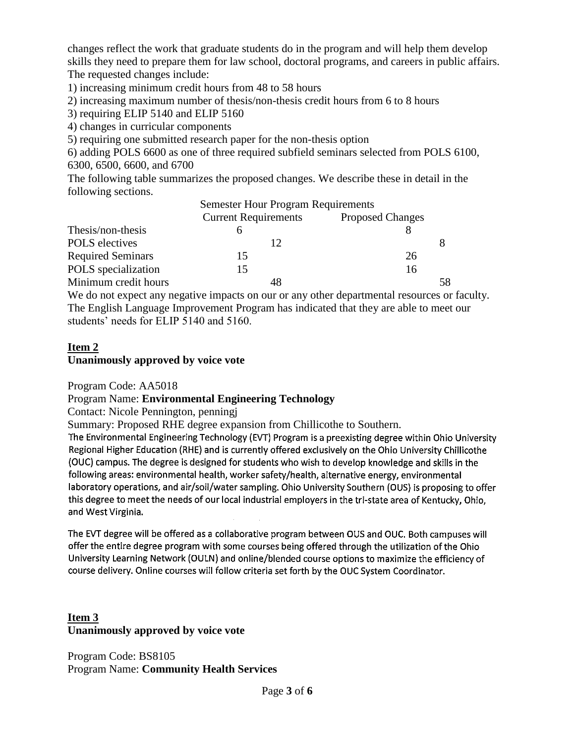changes reflect the work that graduate students do in the program and will help them develop skills they need to prepare them for law school, doctoral programs, and careers in public affairs. The requested changes include:

1) increasing minimum credit hours from 48 to 58 hours
2) increasing maximum number of thesis/non-thesis credit hours from 6 to 8 hours
3) requiring ELIP 5140 and ELIP 5160
4) changes in curricular components
5) requiring one submitted research paper for the non-thesis option
6) adding POLS 6600 as one of three required subfield seminars selected from POLS 6100, 6300, 6500, 6600, and 6700

The following table summarizes the proposed changes. We describe these in detail in the following sections.

| | Semester Hour Program Requirements | |
|---|---|---|
| | Current Requirements | Proposed Changes |
| Thesis/non-thesis | 6 | 8 |
| POLS electives | 12 | 8 |
| Required Seminars | 15 | 26 |
| POLS specialization | 15 | 16 |
| Minimum credit hours | 48 | 58 |

We do not expect any negative impacts on our or any other departmental resources or faculty. The English Language Improvement Program has indicated that they are able to meet our students' needs for ELIP 5140 and 5160.

## Item 2

**Unanimously approved by voice vote**

Program Code: AA5018

Program Name: **Environmental Engineering Technology**

Contact: Nicole Pennington, penningj

Summary: Proposed RHE degree expansion from Chillicothe to Southern.

The Environmental Engineering Technology (EVT) Program is a preexisting degree within Ohio University Regional Higher Education (RHE) and is currently offered exclusively on the Ohio University Chillicothe (OUC) campus. The degree is designed for students who wish to develop knowledge and skills in the following areas: environmental health, worker safety/health, alternative energy, environmental laboratory operations, and air/soil/water sampling. Ohio University Southern (OUS) is proposing to offer this degree to meet the needs of our local industrial employers in the tri-state area of Kentucky, Ohio, and West Virginia.

The EVT degree will be offered as a collaborative program between OUS and OUC. Both campuses will offer the entire degree program with some courses being offered through the utilization of the Ohio University Learning Network (OULN) and online/blended course options to maximize the efficiency of course delivery. Online courses will follow criteria set forth by the OUC System Coordinator.

## Item 3

**Unanimously approved by voice vote**

Program Code: BS8105

Program Name: **Community Health Services**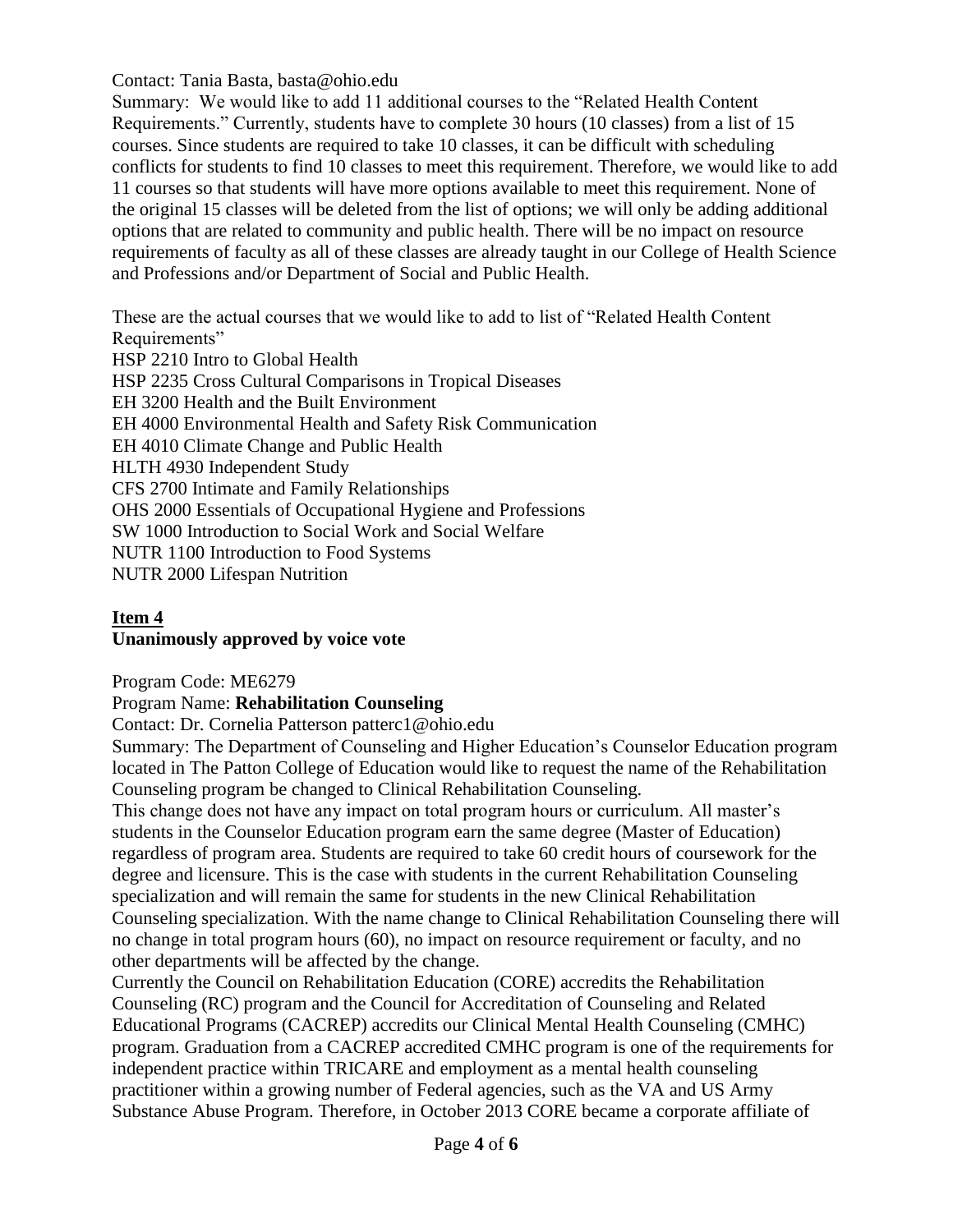Contact: Tania Basta, basta@ohio.edu

Summary: We would like to add 11 additional courses to the "Related Health Content Requirements." Currently, students have to complete 30 hours (10 classes) from a list of 15 courses. Since students are required to take 10 classes, it can be difficult with scheduling conflicts for students to find 10 classes to meet this requirement. Therefore, we would like to add 11 courses so that students will have more options available to meet this requirement. None of the original 15 classes will be deleted from the list of options; we will only be adding additional options that are related to community and public health. There will be no impact on resource requirements of faculty as all of these classes are already taught in our College of Health Science and Professions and/or Department of Social and Public Health.

These are the actual courses that we would like to add to list of "Related Health Content Requirements"

HSP 2210 Intro to Global Health
HSP 2235 Cross Cultural Comparisons in Tropical Diseases
EH 3200 Health and the Built Environment
EH 4000 Environmental Health and Safety Risk Communication
EH 4010 Climate Change and Public Health
HLTH 4930 Independent Study
CFS 2700 Intimate and Family Relationships
OHS 2000 Essentials of Occupational Hygiene and Professions
SW 1000 Introduction to Social Work and Social Welfare
NUTR 1100 Introduction to Food Systems
NUTR 2000 Lifespan Nutrition

## Item 4

**Unanimously approved by voice vote**

Program Code: ME6279

Program Name: **Rehabilitation Counseling**

Contact: Dr. Cornelia Patterson patterc1@ohio.edu

Summary: The Department of Counseling and Higher Education's Counselor Education program located in The Patton College of Education would like to request the name of the Rehabilitation Counseling program be changed to Clinical Rehabilitation Counseling.

This change does not have any impact on total program hours or curriculum. All master's students in the Counselor Education program earn the same degree (Master of Education) regardless of program area. Students are required to take 60 credit hours of coursework for the degree and licensure. This is the case with students in the current Rehabilitation Counseling specialization and will remain the same for students in the new Clinical Rehabilitation Counseling specialization. With the name change to Clinical Rehabilitation Counseling there will no change in total program hours (60), no impact on resource requirement or faculty, and no other departments will be affected by the change.

Currently the Council on Rehabilitation Education (CORE) accredits the Rehabilitation Counseling (RC) program and the Council for Accreditation of Counseling and Related Educational Programs (CACREP) accredits our Clinical Mental Health Counseling (CMHC) program. Graduation from a CACREP accredited CMHC program is one of the requirements for independent practice within TRICARE and employment as a mental health counseling practitioner within a growing number of Federal agencies, such as the VA and US Army Substance Abuse Program. Therefore, in October 2013 CORE became a corporate affiliate of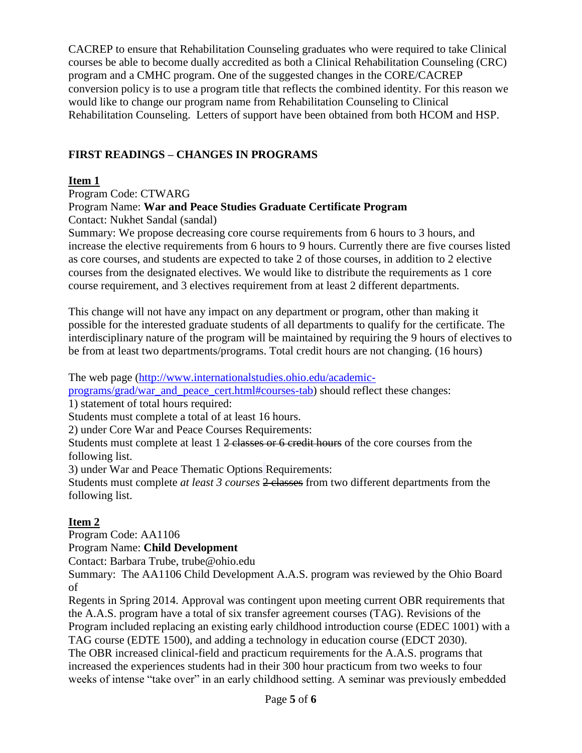CACREP to ensure that Rehabilitation Counseling graduates who were required to take Clinical courses be able to become dually accredited as both a Clinical Rehabilitation Counseling (CRC) program and a CMHC program. One of the suggested changes in the CORE/CACREP conversion policy is to use a program title that reflects the combined identity. For this reason we would like to change our program name from Rehabilitation Counseling to Clinical Rehabilitation Counseling. Letters of support have been obtained from both HCOM and HSP.

## FIRST READINGS – CHANGES IN PROGRAMS

### Item 1

Program Code: CTWARG

Program Name: **War and Peace Studies Graduate Certificate Program**

Contact: Nukhet Sandal (sandal)

Summary: We propose decreasing core course requirements from 6 hours to 3 hours, and increase the elective requirements from 6 hours to 9 hours. Currently there are five courses listed as core courses, and students are expected to take 2 of those courses, in addition to 2 elective courses from the designated electives. We would like to distribute the requirements as 1 core course requirement, and 3 electives requirement from at least 2 different departments.

This change will not have any impact on any department or program, other than making it possible for the interested graduate students of all departments to qualify for the certificate. The interdisciplinary nature of the program will be maintained by requiring the 9 hours of electives to be from at least two departments/programs. Total credit hours are not changing. (16 hours)

The web page (http://www.internationalstudies.ohio.edu/academic-programs/grad/war_and_peace_cert.html#courses-tab) should reflect these changes:

1) statement of total hours required:

Students must complete a total of at least 16 hours.

2) under Core War and Peace Courses Requirements:

Students must complete at least 1 ~~2 classes or 6 credit hours~~ of the core courses from the following list.

3) under War and Peace Thematic Options Requirements:

Students must complete *at least 3 courses* ~~2 classes~~ from two different departments from the following list.

### Item 2

Program Code: AA1106

Program Name: **Child Development**

Contact: Barbara Trube, trube@ohio.edu

Summary: The AA1106 Child Development A.A.S. program was reviewed by the Ohio Board of Regents in Spring 2014. Approval was contingent upon meeting current OBR requirements that the A.A.S. program have a total of six transfer agreement courses (TAG). Revisions of the Program included replacing an existing early childhood introduction course (EDEC 1001) with a TAG course (EDTE 1500), and adding a technology in education course (EDCT 2030). The OBR increased clinical-field and practicum requirements for the A.A.S. programs that increased the experiences students had in their 300 hour practicum from two weeks to four weeks of intense "take over" in an early childhood setting. A seminar was previously embedded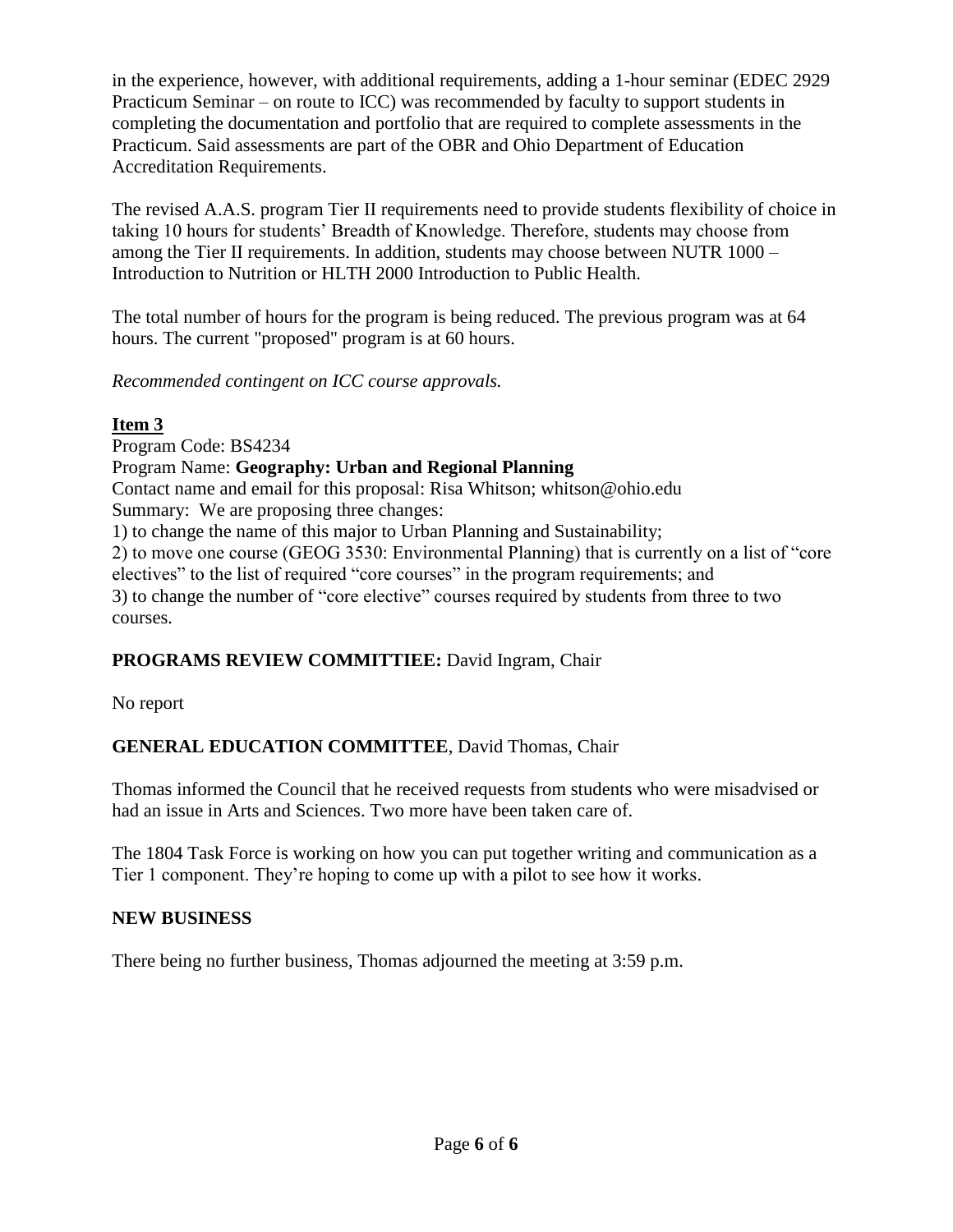in the experience, however, with additional requirements, adding a 1-hour seminar (EDEC 2929 Practicum Seminar – on route to ICC) was recommended by faculty to support students in completing the documentation and portfolio that are required to complete assessments in the Practicum. Said assessments are part of the OBR and Ohio Department of Education Accreditation Requirements.

The revised A.A.S. program Tier II requirements need to provide students flexibility of choice in taking 10 hours for students' Breadth of Knowledge. Therefore, students may choose from among the Tier II requirements. In addition, students may choose between NUTR 1000 – Introduction to Nutrition or HLTH 2000 Introduction to Public Health.

The total number of hours for the program is being reduced. The previous program was at 64 hours. The current "proposed" program is at 60 hours.

*Recommended contingent on ICC course approvals.*

**Item 3**

Program Code: BS4234
Program Name: **Geography: Urban and Regional Planning**
Contact name and email for this proposal: Risa Whitson; whitson@ohio.edu
Summary: We are proposing three changes:
1) to change the name of this major to Urban Planning and Sustainability;
2) to move one course (GEOG 3530: Environmental Planning) that is currently on a list of "core electives" to the list of required "core courses" in the program requirements; and
3) to change the number of "core elective" courses required by students from three to two courses.

**PROGRAMS REVIEW COMMITTIEE:** David Ingram, Chair

No report

**GENERAL EDUCATION COMMITTEE**, David Thomas, Chair

Thomas informed the Council that he received requests from students who were misadvised or had an issue in Arts and Sciences. Two more have been taken care of.

The 1804 Task Force is working on how you can put together writing and communication as a Tier 1 component. They're hoping to come up with a pilot to see how it works.

**NEW BUSINESS**

There being no further business, Thomas adjourned the meeting at 3:59 p.m.